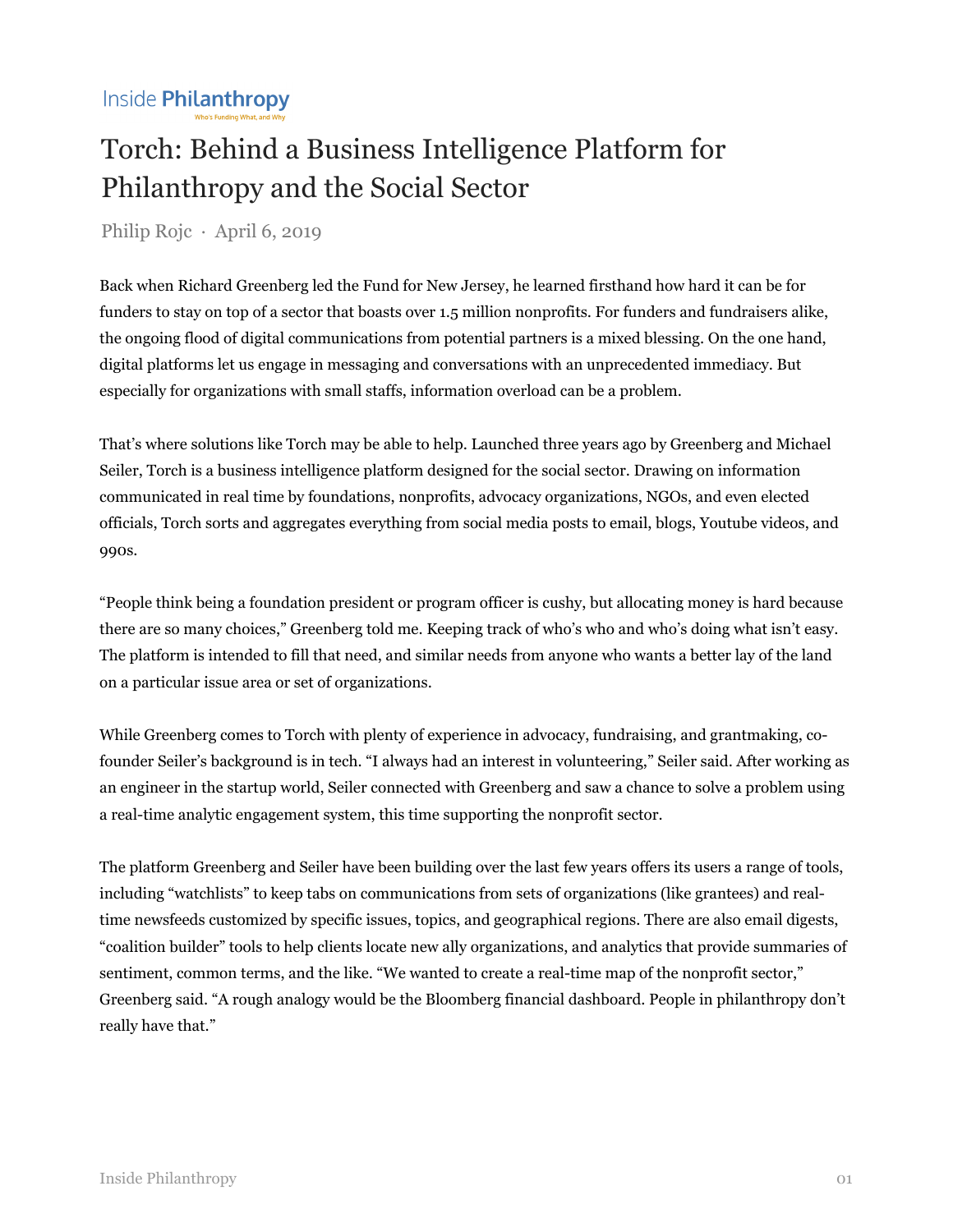Inside Philanthropy

Who's Funding What, and Why

# Torch: Behind a Business Intelligence Platform for Philanthropy and the Social Sector

Philip Rojc · April 6, 2019

Back when Richard Greenberg led the Fund for New Jersey, he learned firsthand how hard it can be for funders to stay on top of a sector that boasts over 1.5 million nonprofits. For funders and fundraisers alike, the ongoing flood of digital communications from potential partners is a mixed blessing. On the one hand, digital platforms let us engage in messaging and conversations with an unprecedented immediacy. But especially for organizations with small staffs, information overload can be a problem.

That's where solutions like Torch may be able to help. Launched three years ago by Greenberg and Michael Seiler, Torch is a business intelligence platform designed for the social sector. Drawing on information communicated in real time by foundations, nonprofits, advocacy organizations, NGOs, and even elected officials, Torch sorts and aggregates everything from social media posts to email, blogs, Youtube videos, and 990s.

"People think being a foundation president or program officer is cushy, but allocating money is hard because there are so many choices," Greenberg told me. Keeping track of who's who and who's doing what isn't easy. The platform is intended to fill that need, and similar needs from anyone who wants a better lay of the land on a particular issue area or set of organizations.

While Greenberg comes to Torch with plenty of experience in advocacy, fundraising, and grantmaking, co-founder Seiler's background is in tech. "I always had an interest in volunteering," Seiler said. After working as an engineer in the startup world, Seiler connected with Greenberg and saw a chance to solve a problem using a real-time analytic engagement system, this time supporting the nonprofit sector.

The platform Greenberg and Seiler have been building over the last few years offers its users a range of tools, including "watchlists" to keep tabs on communications from sets of organizations (like grantees) and real-time newsfeeds customized by specific issues, topics, and geographical regions. There are also email digests, "coalition builder" tools to help clients locate new ally organizations, and analytics that provide summaries of sentiment, common terms, and the like. "We wanted to create a real-time map of the nonprofit sector," Greenberg said. "A rough analogy would be the Bloomberg financial dashboard. People in philanthropy don't really have that."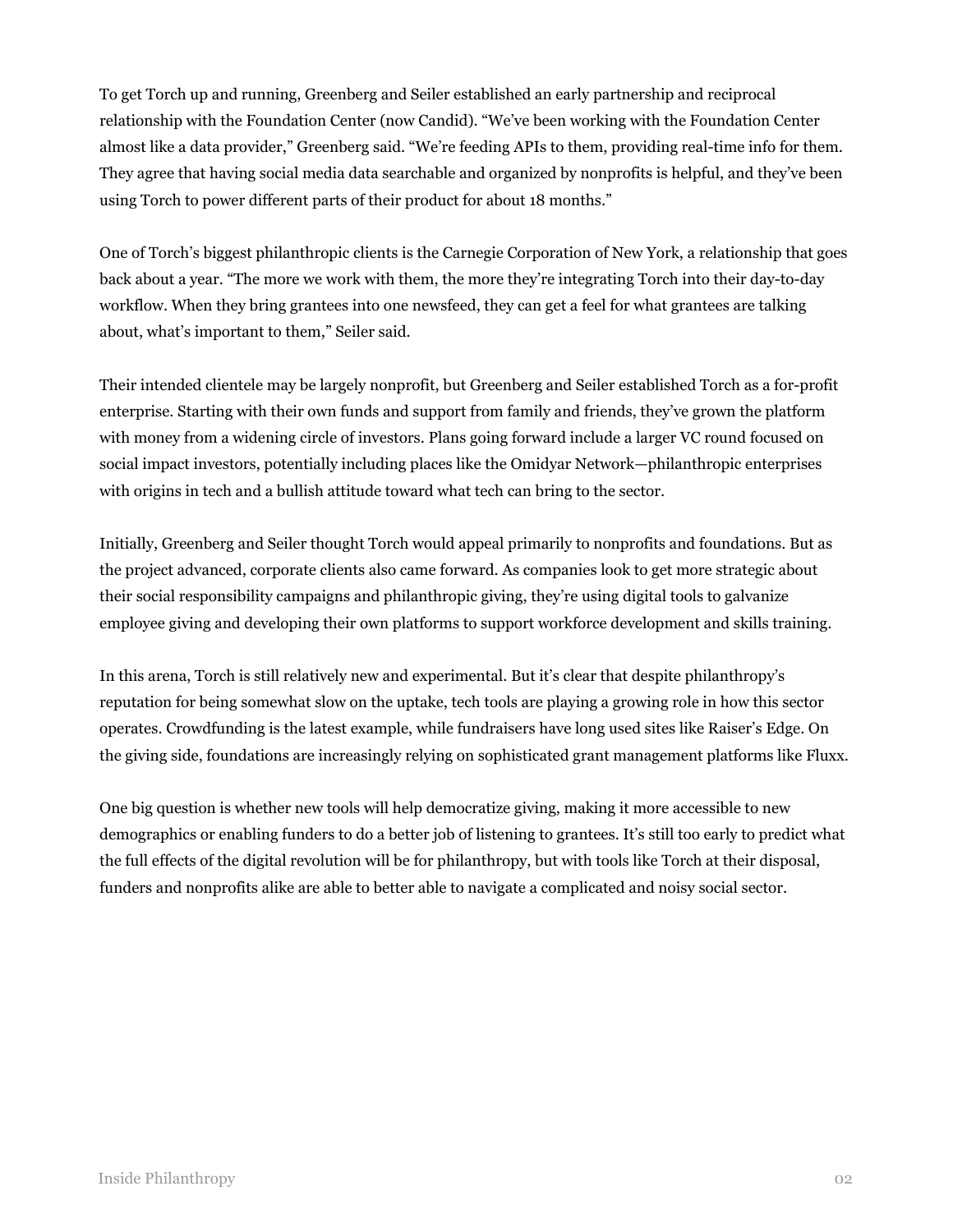To get Torch up and running, Greenberg and Seiler established an early partnership and reciprocal relationship with the Foundation Center (now Candid). "We've been working with the Foundation Center almost like a data provider," Greenberg said. "We're feeding APIs to them, providing real-time info for them. They agree that having social media data searchable and organized by nonprofits is helpful, and they've been using Torch to power different parts of their product for about 18 months."

One of Torch's biggest philanthropic clients is the Carnegie Corporation of New York, a relationship that goes back about a year. "The more we work with them, the more they're integrating Torch into their day-to-day workflow. When they bring grantees into one newsfeed, they can get a feel for what grantees are talking about, what's important to them," Seiler said.

Their intended clientele may be largely nonprofit, but Greenberg and Seiler established Torch as a for-profit enterprise. Starting with their own funds and support from family and friends, they've grown the platform with money from a widening circle of investors. Plans going forward include a larger VC round focused on social impact investors, potentially including places like the Omidyar Network—philanthropic enterprises with origins in tech and a bullish attitude toward what tech can bring to the sector.

Initially, Greenberg and Seiler thought Torch would appeal primarily to nonprofits and foundations. But as the project advanced, corporate clients also came forward. As companies look to get more strategic about their social responsibility campaigns and philanthropic giving, they're using digital tools to galvanize employee giving and developing their own platforms to support workforce development and skills training.

In this arena, Torch is still relatively new and experimental. But it's clear that despite philanthropy's reputation for being somewhat slow on the uptake, tech tools are playing a growing role in how this sector operates. Crowdfunding is the latest example, while fundraisers have long used sites like Raiser's Edge. On the giving side, foundations are increasingly relying on sophisticated grant management platforms like Fluxx.

One big question is whether new tools will help democratize giving, making it more accessible to new demographics or enabling funders to do a better job of listening to grantees. It's still too early to predict what the full effects of the digital revolution will be for philanthropy, but with tools like Torch at their disposal, funders and nonprofits alike are able to better able to navigate a complicated and noisy social sector.